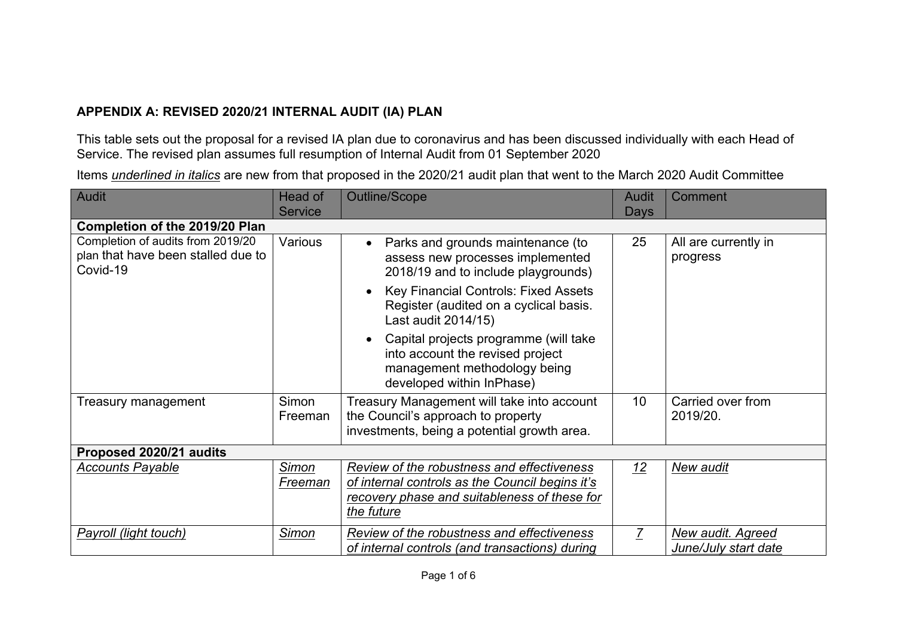## APPENDIX A: REVISED 2020/21 INTERNAL AUDIT (IA) PLAN

This table sets out the proposal for a revised IA plan due to coronavirus and has been discussed individually with each Head of Service. The revised plan assumes full resumption of Internal Audit from 01 September 2020

Items *underlined in italics* are new from that proposed in the 2020/21 audit plan that went to the March 2020 Audit Committee

| Audit | Head of Service | Outline/Scope | Audit Days | Comment |
|---|---|---|---|---|
| **Completion of the 2019/20 Plan** | | | | |
| Completion of audits from 2019/20 plan that have been stalled due to Covid-19 | Various | • Parks and grounds maintenance (to assess new processes implemented 2018/19 and to include playgrounds)<br>• Key Financial Controls: Fixed Assets Register (audited on a cyclical basis. Last audit 2014/15)<br>• Capital projects programme (will take into account the revised project management methodology being developed within InPhase) | 25 | All are currently in progress |
| Treasury management | Simon Freeman | Treasury Management will take into account the Council's approach to property investments, being a potential growth area. | 10 | Carried over from 2019/20. |
| **Proposed 2020/21 audits** | | | | |
| *Accounts Payable* | *Simon Freeman* | *Review of the robustness and effectiveness of internal controls as the Council begins it's recovery phase and suitableness of these for the future* | *12* | *New audit* |
| *Payroll (light touch)* | *Simon* | *Review of the robustness and effectiveness of internal controls (and transactions) during* | *7* | *New audit. Agreed June/July start date* |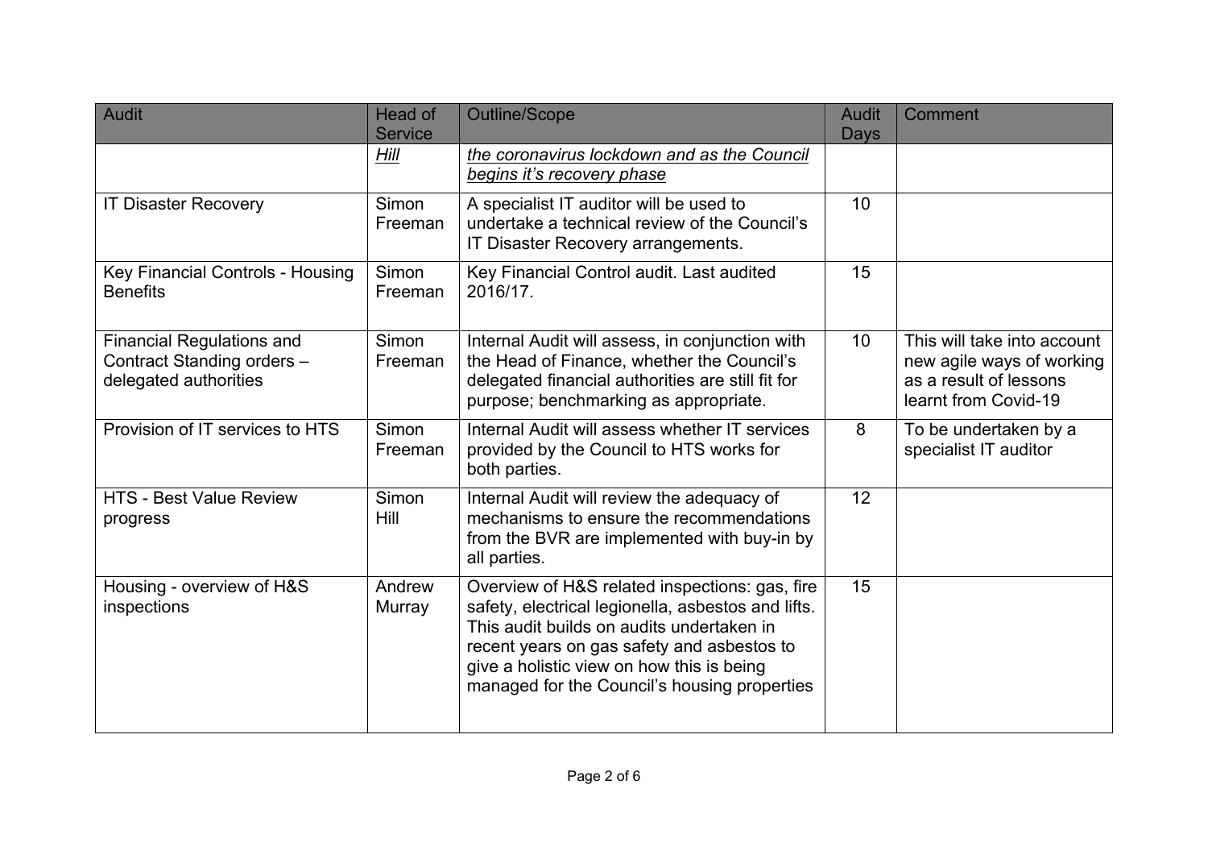| Audit | Head of Service | Outline/Scope | Audit Days | Comment |
| --- | --- | --- | --- | --- |
| | *Hill* | *the coronavirus lockdown and as the Council begins it's recovery phase* | | |
| IT Disaster Recovery | Simon Freeman | A specialist IT auditor will be used to undertake a technical review of the Council's IT Disaster Recovery arrangements. | 10 | |
| Key Financial Controls - Housing Benefits | Simon Freeman | Key Financial Control audit. Last audited 2016/17. | 15 | |
| Financial Regulations and Contract Standing orders – delegated authorities | Simon Freeman | Internal Audit will assess, in conjunction with the Head of Finance, whether the Council's delegated financial authorities are still fit for purpose; benchmarking as appropriate. | 10 | This will take into account new agile ways of working as a result of lessons learnt from Covid-19 |
| Provision of IT services to HTS | Simon Freeman | Internal Audit will assess whether IT services provided by the Council to HTS works for both parties. | 8 | To be undertaken by a specialist IT auditor |
| HTS - Best Value Review progress | Simon Hill | Internal Audit will review the adequacy of mechanisms to ensure the recommendations from the BVR are implemented with buy-in by all parties. | 12 | |
| Housing - overview of H&S inspections | Andrew Murray | Overview of H&S related inspections: gas, fire safety, electrical legionella, asbestos and lifts. This audit builds on audits undertaken in recent years on gas safety and asbestos to give a holistic view on how this is being managed for the Council's housing properties | 15 | |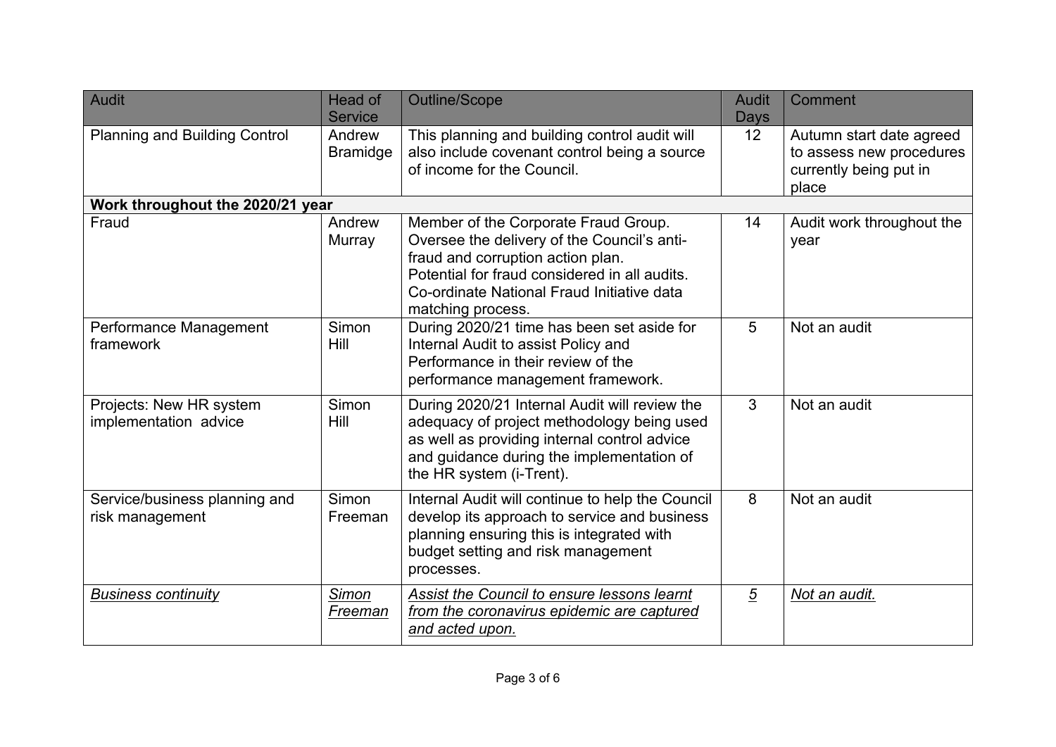| Audit | Head of Service | Outline/Scope | Audit Days | Comment |
|---|---|---|---|---|
| Planning and Building Control | Andrew Bramidge | This planning and building control audit will also include covenant control being a source of income for the Council. | 12 | Autumn start date agreed to assess new procedures currently being put in place |
| **Work throughout the 2020/21 year** | | | | |
| Fraud | Andrew Murray | Member of the Corporate Fraud Group. Oversee the delivery of the Council's anti-fraud and corruption action plan. Potential for fraud considered in all audits. Co-ordinate National Fraud Initiative data matching process. | 14 | Audit work throughout the year |
| Performance Management framework | Simon Hill | During 2020/21 time has been set aside for Internal Audit to assist Policy and Performance in their review of the performance management framework. | 5 | Not an audit |
| Projects: New HR system implementation advice | Simon Hill | During 2020/21 Internal Audit will review the adequacy of project methodology being used as well as providing internal control advice and guidance during the implementation of the HR system (i-Trent). | 3 | Not an audit |
| Service/business planning and risk management | Simon Freeman | Internal Audit will continue to help the Council develop its approach to service and business planning ensuring this is integrated with budget setting and risk management processes. | 8 | Not an audit |
| *Business continuity* | *Simon Freeman* | *Assist the Council to ensure lessons learnt from the coronavirus epidemic are captured and acted upon.* | *5* | *Not an audit.* |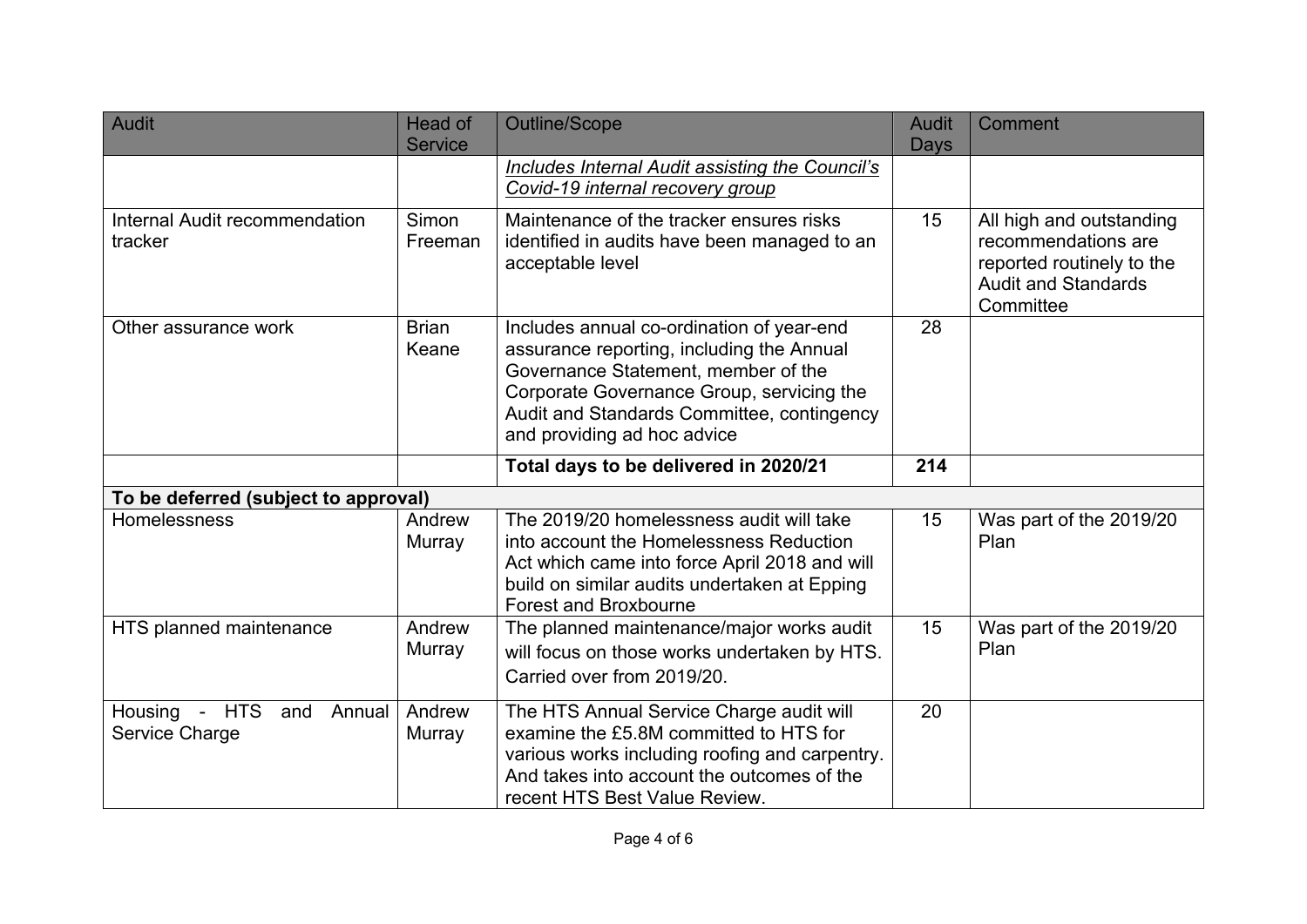| Audit | Head of Service | Outline/Scope | Audit Days | Comment |
|---|---|---|---|---|
| | | ***Includes Internal Audit assisting the Council's Covid-19 internal recovery group*** | | |
| Internal Audit recommendation tracker | Simon Freeman | Maintenance of the tracker ensures risks identified in audits have been managed to an acceptable level | 15 | All high and outstanding recommendations are reported routinely to the Audit and Standards Committee |
| Other assurance work | Brian Keane | Includes annual co-ordination of year-end assurance reporting, including the Annual Governance Statement, member of the Corporate Governance Group, servicing the Audit and Standards Committee, contingency and providing ad hoc advice | 28 | |
| | | **Total days to be delivered in 2020/21** | **214** | |
| **To be deferred (subject to approval)** | | | | |
| Homelessness | Andrew Murray | The 2019/20 homelessness audit will take into account the Homelessness Reduction Act which came into force April 2018 and will build on similar audits undertaken at Epping Forest and Broxbourne | 15 | Was part of the 2019/20 Plan |
| HTS planned maintenance | Andrew Murray | The planned maintenance/major works audit will focus on those works undertaken by HTS. Carried over from 2019/20. | 15 | Was part of the 2019/20 Plan |
| Housing - HTS and Annual Service Charge | Andrew Murray | The HTS Annual Service Charge audit will examine the £5.8M committed to HTS for various works including roofing and carpentry. And takes into account the outcomes of the recent HTS Best Value Review. | 20 | |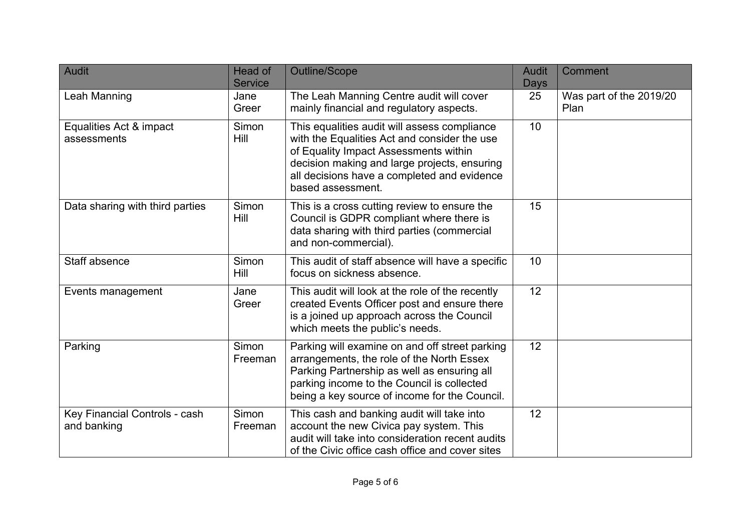| Audit | Head of Service | Outline/Scope | Audit Days | Comment |
|---|---|---|---|---|
| Leah Manning | Jane Greer | The Leah Manning Centre audit will cover mainly financial and regulatory aspects. | 25 | Was part of the 2019/20 Plan |
| Equalities Act & impact assessments | Simon Hill | This equalities audit will assess compliance with the Equalities Act and consider the use of Equality Impact Assessments within decision making and large projects, ensuring all decisions have a completed and evidence based assessment. | 10 | |
| Data sharing with third parties | Simon Hill | This is a cross cutting review to ensure the Council is GDPR compliant where there is data sharing with third parties (commercial and non-commercial). | 15 | |
| Staff absence | Simon Hill | This audit of staff absence will have a specific focus on sickness absence. | 10 | |
| Events management | Jane Greer | This audit will look at the role of the recently created Events Officer post and ensure there is a joined up approach across the Council which meets the public's needs. | 12 | |
| Parking | Simon Freeman | Parking will examine on and off street parking arrangements, the role of the North Essex Parking Partnership as well as ensuring all parking income to the Council is collected being a key source of income for the Council. | 12 | |
| Key Financial Controls - cash and banking | Simon Freeman | This cash and banking audit will take into account the new Civica pay system. This audit will take into consideration recent audits of the Civic office cash office and cover sites | 12 | |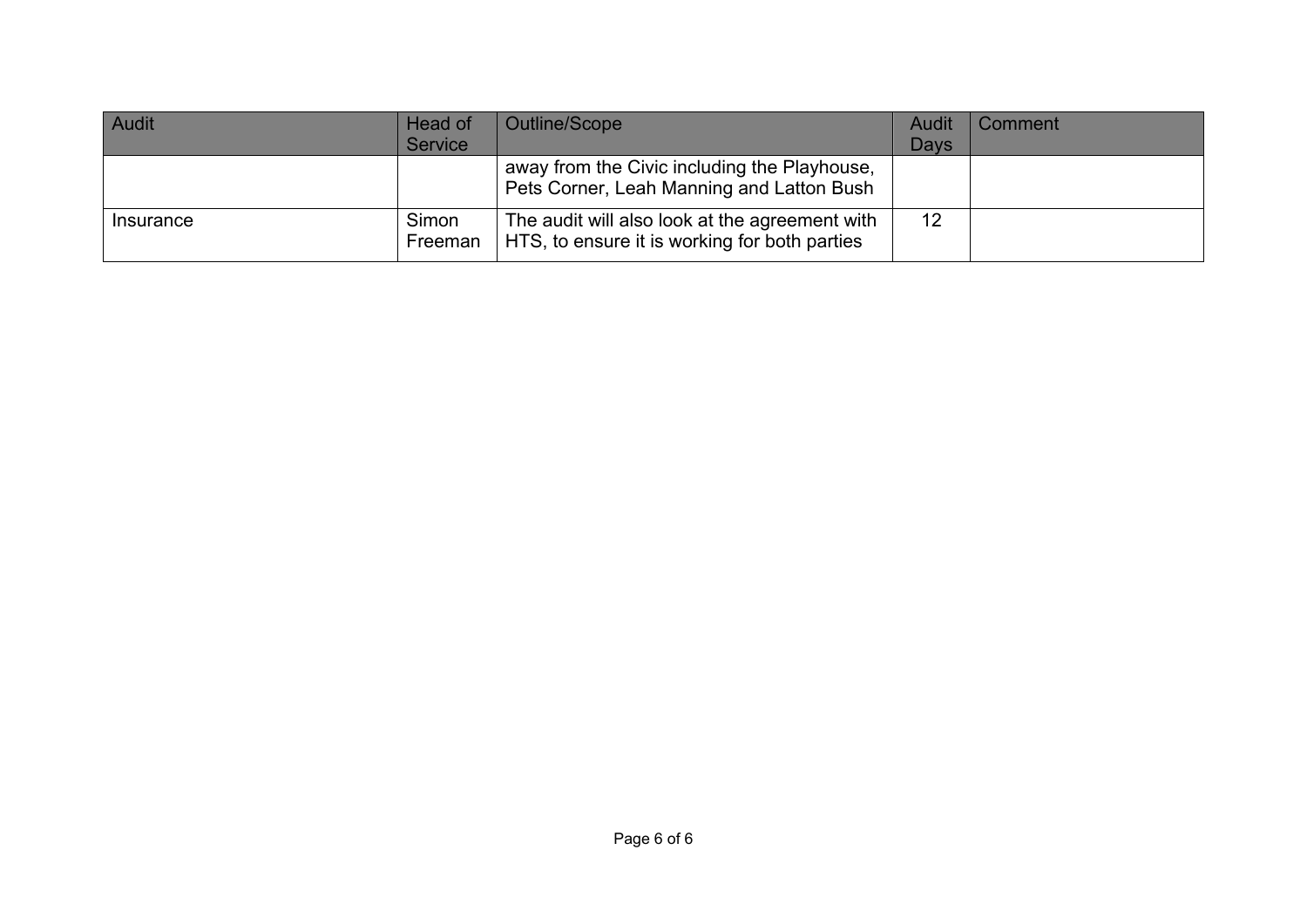| Audit | Head of Service | Outline/Scope | Audit Days | Comment |
|---|---|---|---|---|
| | | away from the Civic including the Playhouse, Pets Corner, Leah Manning and Latton Bush | | |
| Insurance | Simon Freeman | The audit will also look at the agreement with HTS, to ensure it is working for both parties | 12 | |